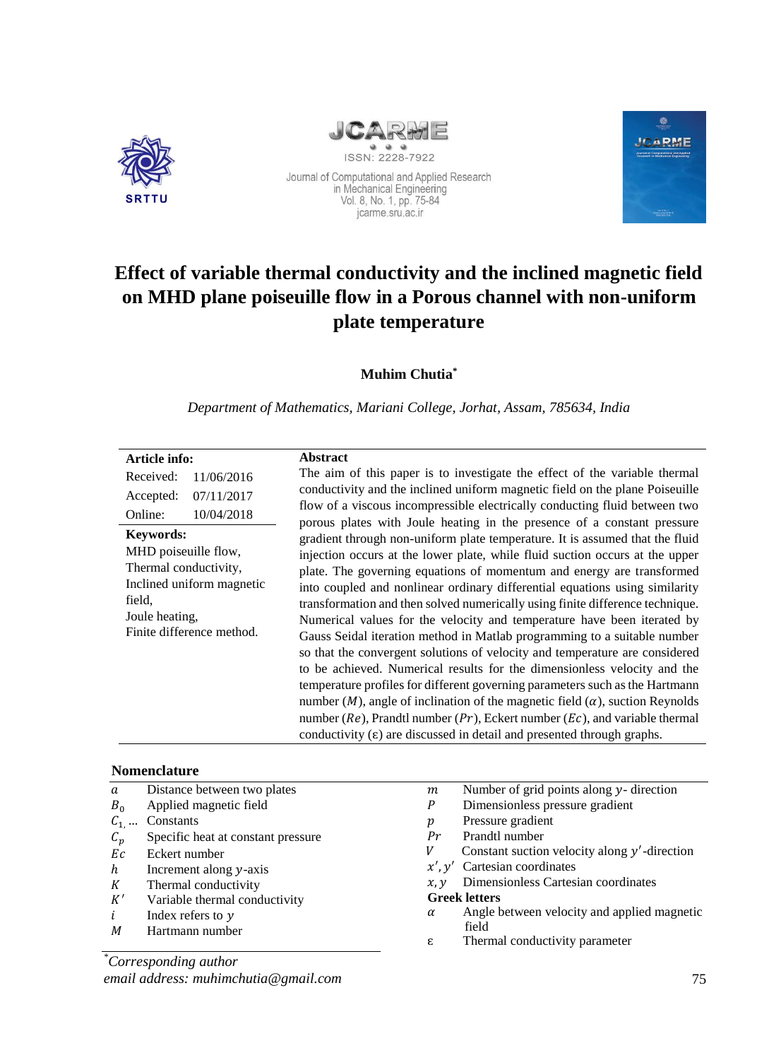# Effect of variable thermal conductivity and the inclined magnetic field on MHD plane poiseuille flow in a Porous channel with non-uniform plate temperature

**Muhim Chutia***

*Department of Mathematics, Mariani College, Jorhat, Assam, 785634, India*

**Article info:**

| | |
|---|---|
| Received: | 11/06/2016 |
| Accepted: | 07/11/2017 |
| Online: | 10/04/2018 |

**Keywords:**

MHD poiseuille flow,
Thermal conductivity,
Inclined uniform magnetic field,
Joule heating,
Finite difference method.

**Abstract**

The aim of this paper is to investigate the effect of the variable thermal conductivity and the inclined uniform magnetic field on the plane Poiseuille flow of a viscous incompressible electrically conducting fluid between two porous plates with Joule heating in the presence of a constant pressure gradient through non-uniform plate temperature. It is assumed that the fluid injection occurs at the lower plate, while fluid suction occurs at the upper plate. The governing equations of momentum and energy are transformed into coupled and nonlinear ordinary differential equations using similarity transformation and then solved numerically using finite difference technique. Numerical values for the velocity and temperature have been iterated by Gauss Seidal iteration method in Matlab programming to a suitable number so that the convergent solutions of velocity and temperature are considered to be achieved. Numerical results for the dimensionless velocity and the temperature profiles for different governing parameters such as the Hartmann number ($M$), angle of inclination of the magnetic field ($\alpha$), suction Reynolds number ($Re$), Prandtl number ($Pr$), Eckert number ($Ec$), and variable thermal conductivity ($\varepsilon$) are discussed in detail and presented through graphs.

## Nomenclature

| | |
|---|---|
| $a$ | Distance between two plates |
| $B_0$ | Applied magnetic field |
| $C_1, \ldots$ | Constants |
| $C_p$ | Specific heat at constant pressure |
| $Ec$ | Eckert number |
| $h$ | Increment along $y$-axis |
| $K$ | Thermal conductivity |
| $K'$ | Variable thermal conductivity |
| $i$ | Index refers to $y$ |
| $M$ | Hartmann number |
| $m$ | Number of grid points along $y$- direction |
| $P$ | Dimensionless pressure gradient |
| $p$ | Pressure gradient |
| $Pr$ | Prandtl number |
| $V$ | Constant suction velocity along $y'$-direction |
| $x', y'$ | Cartesian coordinates |
| $x, y$ | Dimensionless Cartesian coordinates |

**Greek letters**

| | |
|---|---|
| $\alpha$ | Angle between velocity and applied magnetic field |
| $\varepsilon$ | Thermal conductivity parameter |

*Corresponding author
*email address: muhimchutia@gmail.com*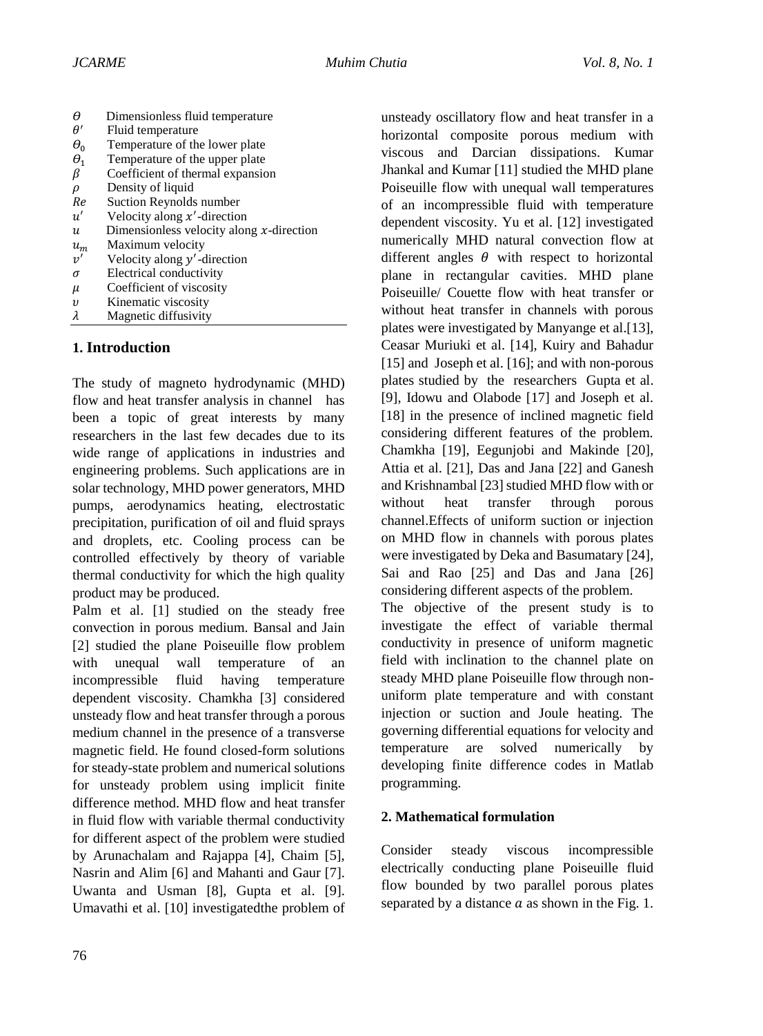| | |
|---|---|
| $\theta$ | Dimensionless fluid temperature |
| $\theta'$ | Fluid temperature |
| $\theta_0$ | Temperature of the lower plate |
| $\theta_1$ | Temperature of the upper plate |
| $\beta$ | Coefficient of thermal expansion |
| $\rho$ | Density of liquid |
| $Re$ | Suction Reynolds number |
| $u'$ | Velocity along $x'$-direction |
| $u$ | Dimensionless velocity along $x$-direction |
| $u_m$ | Maximum velocity |
| $v'$ | Velocity along $y'$-direction |
| $\sigma$ | Electrical conductivity |
| $\mu$ | Coefficient of viscosity |
| $\upsilon$ | Kinematic viscosity |
| $\lambda$ | Magnetic diffusivity |

## 1. Introduction

The study of magneto hydrodynamic (MHD) flow and heat transfer analysis in channel has been a topic of great interests by many researchers in the last few decades due to its wide range of applications in industries and engineering problems. Such applications are in solar technology, MHD power generators, MHD pumps, aerodynamics heating, electrostatic precipitation, purification of oil and fluid sprays and droplets, etc. Cooling process can be controlled effectively by theory of variable thermal conductivity for which the high quality product may be produced.

Palm et al. [1] studied on the steady free convection in porous medium. Bansal and Jain [2] studied the plane Poiseuille flow problem with unequal wall temperature of an incompressible fluid having temperature dependent viscosity. Chamkha [3] considered unsteady flow and heat transfer through a porous medium channel in the presence of a transverse magnetic field. He found closed-form solutions for steady-state problem and numerical solutions for unsteady problem using implicit finite difference method. MHD flow and heat transfer in fluid flow with variable thermal conductivity for different aspect of the problem were studied by Arunachalam and Rajappa [4], Chaim [5], Nasrin and Alim [6] and Mahanti and Gaur [7]. Uwanta and Usman [8], Gupta et al. [9]. Umavathi et al. [10] investigatedthe problem of unsteady oscillatory flow and heat transfer in a horizontal composite porous medium with viscous and Darcian dissipations. Kumar Jhankal and Kumar [11] studied the MHD plane Poiseuille flow with unequal wall temperatures of an incompressible fluid with temperature dependent viscosity. Yu et al. [12] investigated numerically MHD natural convection flow at different angles $\theta$ with respect to horizontal plane in rectangular cavities. MHD plane Poiseuille/ Couette flow with heat transfer or without heat transfer in channels with porous plates were investigated by Manyange et al.[13], Ceasar Muriuki et al. [14], Kuiry and Bahadur [15] and Joseph et al. [16]; and with non-porous plates studied by the researchers Gupta et al. [9], Idowu and Olabode [17] and Joseph et al. [18] in the presence of inclined magnetic field considering different features of the problem. Chamkha [19], Eegunjobi and Makinde [20], Attia et al. [21], Das and Jana [22] and Ganesh and Krishnambal [23] studied MHD flow with or without heat transfer through porous channel.Effects of uniform suction or injection on MHD flow in channels with porous plates were investigated by Deka and Basumatary [24], Sai and Rao [25] and Das and Jana [26] considering different aspects of the problem.

The objective of the present study is to investigate the effect of variable thermal conductivity in presence of uniform magnetic field with inclination to the channel plate on steady MHD plane Poiseuille flow through non-uniform plate temperature and with constant injection or suction and Joule heating. The governing differential equations for velocity and temperature are solved numerically by developing finite difference codes in Matlab programming.

## 2. Mathematical formulation

Consider steady viscous incompressible electrically conducting plane Poiseuille fluid flow bounded by two parallel porous plates separated by a distance $a$ as shown in the Fig. 1.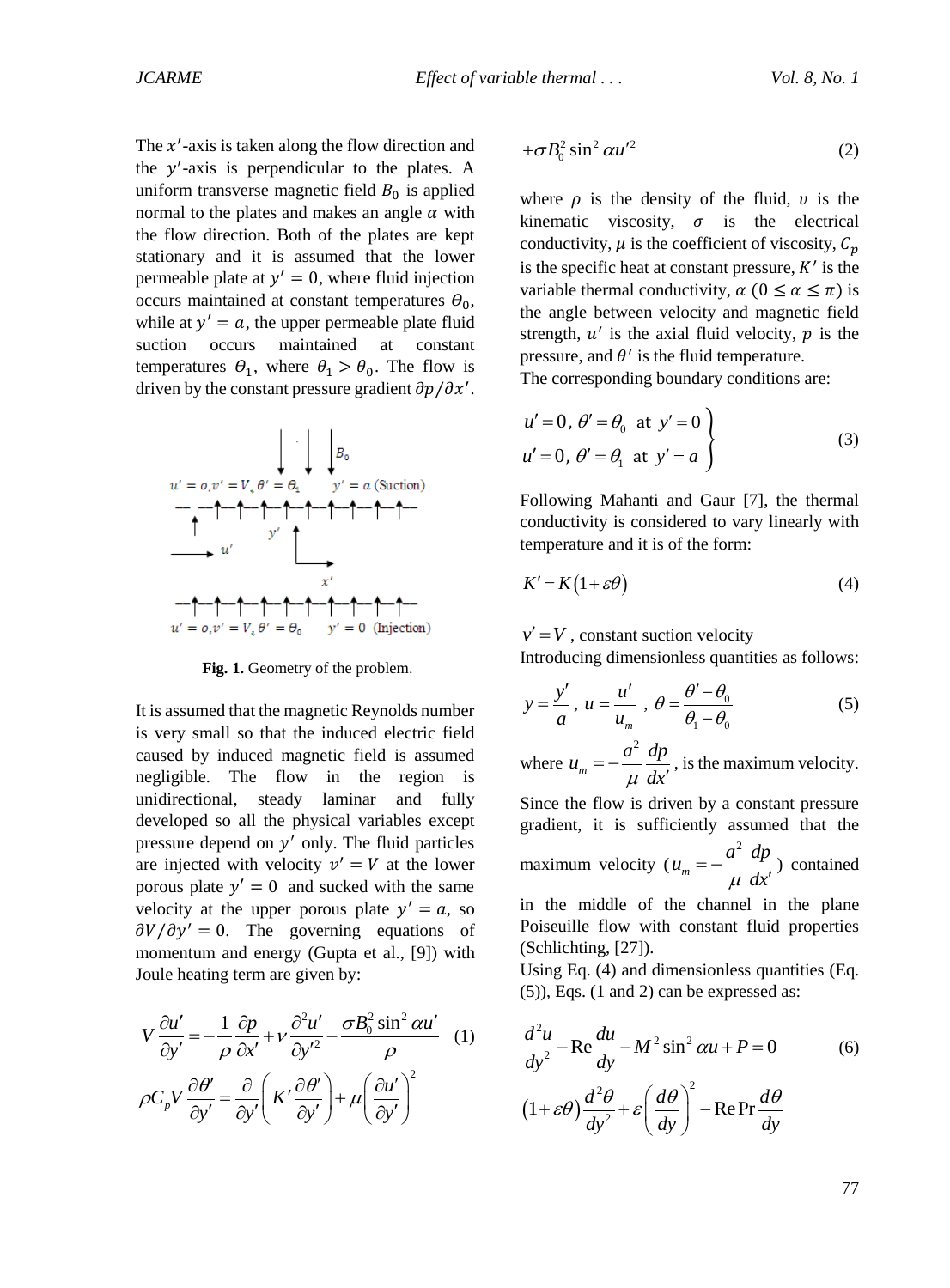The $x'$-axis is taken along the flow direction and the $y'$-axis is perpendicular to the plates. A uniform transverse magnetic field $B_0$ is applied normal to the plates and makes an angle $\alpha$ with the flow direction. Both of the plates are kept stationary and it is assumed that the lower permeable plate at $y' = 0$, where fluid injection occurs maintained at constant temperatures $\Theta_0$, while at $y' = a$, the upper permeable plate fluid suction occurs maintained at constant temperatures $\Theta_1$, where $\theta_1 > \theta_0$. The flow is driven by the constant pressure gradient $\partial p/\partial x'$.

**Fig. 1.** Geometry of the problem.

It is assumed that the magnetic Reynolds number is very small so that the induced electric field caused by induced magnetic field is assumed negligible. The flow in the region is unidirectional, steady laminar and fully developed so all the physical variables except pressure depend on $y'$ only. The fluid particles are injected with velocity $v' = V$ at the lower porous plate $y' = 0$ and sucked with the same velocity at the upper porous plate $y' = a$, so $\partial V/\partial y' = 0$. The governing equations of momentum and energy (Gupta et al., [9]) with Joule heating term are given by:

$$V\frac{\partial u'}{\partial y'} = -\frac{1}{\rho}\frac{\partial p}{\partial x'} + \nu\frac{\partial^2 u'}{\partial y'^2} - \frac{\sigma B_0^2 \sin^2 \alpha u'}{\rho} \quad (1)$$

$$\rho C_p V\frac{\partial \theta'}{\partial y'} = \frac{\partial}{\partial y'}\left(K'\frac{\partial \theta'}{\partial y'}\right) + \mu\left(\frac{\partial u'}{\partial y'}\right)^2 + \sigma B_0^2 \sin^2 \alpha u'^2 \quad (2)$$

where $\rho$ is the density of the fluid, $\upsilon$ is the kinematic viscosity, $\sigma$ is the electrical conductivity, $\mu$ is the coefficient of viscosity, $C_p$ is the specific heat at constant pressure, $K'$ is the variable thermal conductivity, $\alpha$ $(0 \le \alpha \le \pi)$ is the angle between velocity and magnetic field strength, $u'$ is the axial fluid velocity, $p$ is the pressure, and $\theta'$ is the fluid temperature.

The corresponding boundary conditions are:

$$\left.\begin{aligned} u' = 0,\ \theta' = \theta_0 \ \text{ at } \ y' = 0 \\ u' = 0,\ \theta' = \theta_1 \ \text{ at } \ y' = a \end{aligned}\right\} \quad (3)$$

Following Mahanti and Gaur [7], the thermal conductivity is considered to vary linearly with temperature and it is of the form:

$$K' = K(1 + \varepsilon\theta) \quad (4)$$

$v' = V$, constant suction velocity

Introducing dimensionless quantities as follows:

$$y = \frac{y'}{a},\ u = \frac{u'}{u_m},\ \theta = \frac{\theta' - \theta_0}{\theta_1 - \theta_0} \quad (5)$$

where $u_m = -\frac{a^2}{\mu}\frac{dp}{dx'}$, is the maximum velocity.

Since the flow is driven by a constant pressure gradient, it is sufficiently assumed that the maximum velocity ($u_m = -\frac{a^2}{\mu}\frac{dp}{dx'}$) contained in the middle of the channel in the plane Poiseuille flow with constant fluid properties (Schlichting, [27]).

Using Eq. (4) and dimensionless quantities (Eq. (5)), Eqs. (1 and 2) can be expressed as:

$$\frac{d^2 u}{dy^2} - \text{Re}\frac{du}{dy} - M^2 \sin^2 \alpha u + P = 0 \quad (6)$$

$$(1 + \varepsilon\theta)\frac{d^2\theta}{dy^2} + \varepsilon\left(\frac{d\theta}{dy}\right)^2 - \text{Re}\,\text{Pr}\frac{d\theta}{dy}$$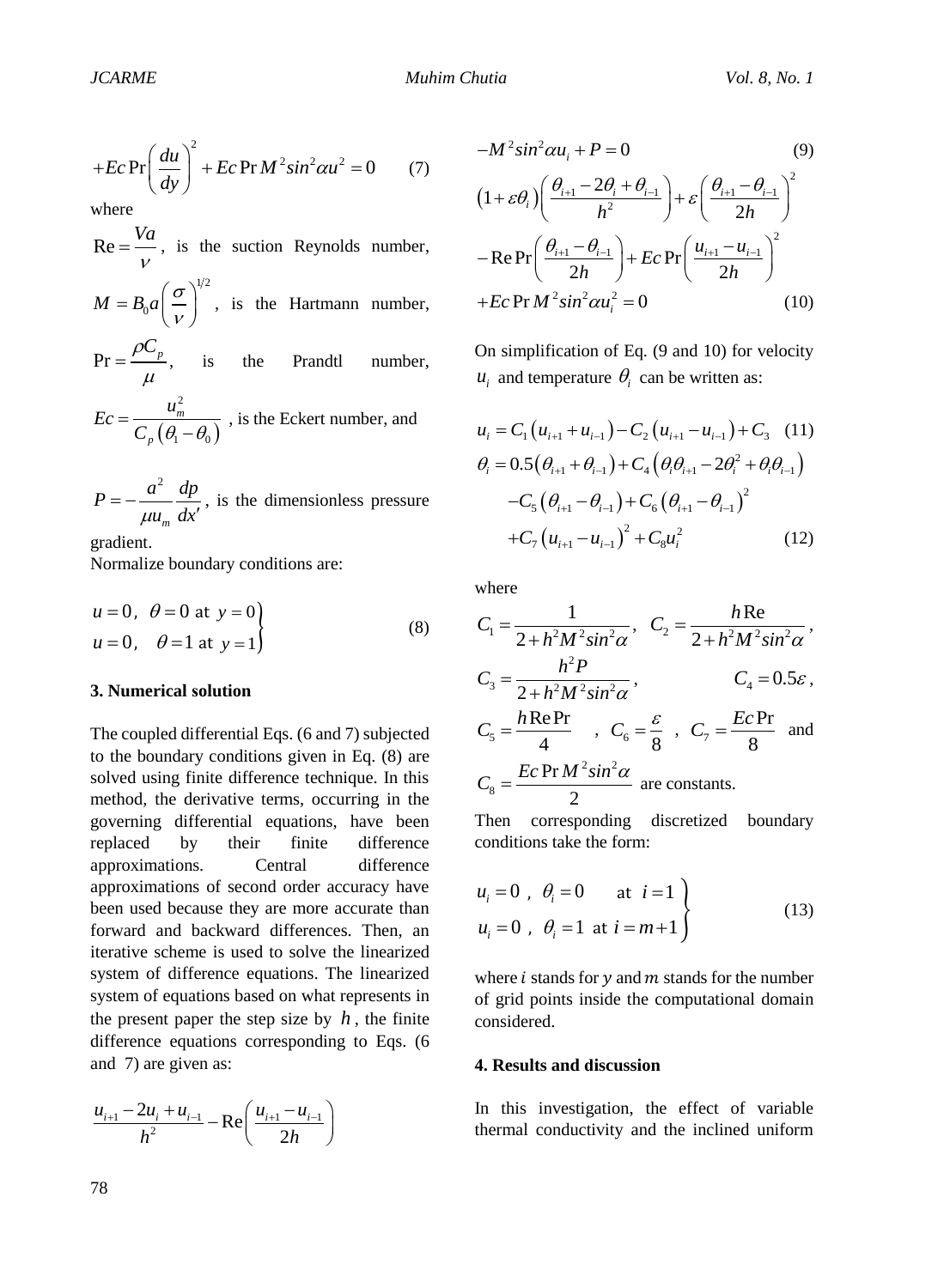$$+Ec\Pr\left(\frac{du}{dy}\right)^2 + Ec\Pr M^2 sin^2\alpha u^2 = 0 \qquad (7)$$

where

$\mathrm{Re} = \frac{Va}{\nu}$, is the suction Reynolds number,

$M = B_0 a \left(\frac{\sigma}{\nu}\right)^{1/2}$, is the Hartmann number,

$\Pr = \frac{\rho C_p}{\mu}$, is the Prandtl number,

$Ec = \frac{u_m^2}{C_p(\theta_1 - \theta_0)}$, is the Eckert number, and

$P = -\frac{a^2}{\mu u_m}\frac{dp}{dx'}$, is the dimensionless pressure gradient.

Normalize boundary conditions are:

$$\left.\begin{array}{l} u = 0,\ \ \theta = 0 \text{ at } y = 0 \\ u = 0,\ \ \ \theta = 1 \text{ at } y = 1 \end{array}\right\} \qquad (8)$$

### 3. Numerical solution

The coupled differential Eqs. (6 and 7) subjected to the boundary conditions given in Eq. (8) are solved using finite difference technique. In this method, the derivative terms, occurring in the governing differential equations, have been replaced by their finite difference approximations. Central difference approximations of second order accuracy have been used because they are more accurate than forward and backward differences. Then, an iterative scheme is used to solve the linearized system of difference equations. The linearized system of equations based on what represents in the present paper the step size by $h$, the finite difference equations corresponding to Eqs. (6 and 7) are given as:

$$\frac{u_{i+1} - 2u_i + u_{i-1}}{h^2} - \mathrm{Re}\left(\frac{u_{i+1} - u_{i-1}}{2h}\right)$$

$$-M^2 sin^2\alpha u_i + P = 0 \qquad (9)$$

$$\left(1+\varepsilon\theta_i\right)\left(\frac{\theta_{i+1} - 2\theta_i + \theta_{i-1}}{h^2}\right) + \varepsilon\left(\frac{\theta_{i+1} - \theta_{i-1}}{2h}\right)^2$$

$$-\mathrm{Re}\Pr\left(\frac{\theta_{i+1} - \theta_{i-1}}{2h}\right) + Ec\Pr\left(\frac{u_{i+1} - u_{i-1}}{2h}\right)^2$$

$$+Ec\Pr M^2 sin^2\alpha u_i^2 = 0 \qquad (10)$$

On simplification of Eq. (9 and 10) for velocity $u_i$ and temperature $\theta_i$ can be written as:

$$u_i = C_1\left(u_{i+1} + u_{i-1}\right) - C_2\left(u_{i+1} - u_{i-1}\right) + C_3 \qquad (11)$$

$$\theta_i = 0.5\left(\theta_{i+1} + \theta_{i-1}\right) + C_4\left(\theta_i\theta_{i+1} - 2\theta_i^2 + \theta_i\theta_{i-1}\right)$$
$$-C_5\left(\theta_{i+1} - \theta_{i-1}\right) + C_6\left(\theta_{i+1} - \theta_{i-1}\right)^2$$
$$+C_7\left(u_{i+1} - u_{i-1}\right)^2 + C_8 u_i^2 \qquad (12)$$

where

$C_1 = \frac{1}{2 + h^2 M^2 sin^2\alpha}$, $C_2 = \frac{h\mathrm{Re}}{2 + h^2 M^2 sin^2\alpha}$, $C_3 = \frac{h^2 P}{2 + h^2 M^2 sin^2\alpha}$, $C_4 = 0.5\varepsilon$, $C_5 = \frac{h\mathrm{Re}\Pr}{4}$, $C_6 = \frac{\varepsilon}{8}$, $C_7 = \frac{Ec\Pr}{8}$ and $C_8 = \frac{Ec\Pr M^2 sin^2\alpha}{2}$ are constants.

Then corresponding discretized boundary conditions take the form:

$$\left.\begin{array}{l} u_i = 0\ ,\ \ \theta_i = 0 \quad \text{ at } \ i = 1 \\ u_i = 0\ ,\ \ \theta_i = 1 \ \text{ at } i = m+1 \end{array}\right\} \qquad (13)$$

where $i$ stands for $y$ and $m$ stands for the number of grid points inside the computational domain considered.

### 4. Results and discussion

In this investigation, the effect of variable thermal conductivity and the inclined uniform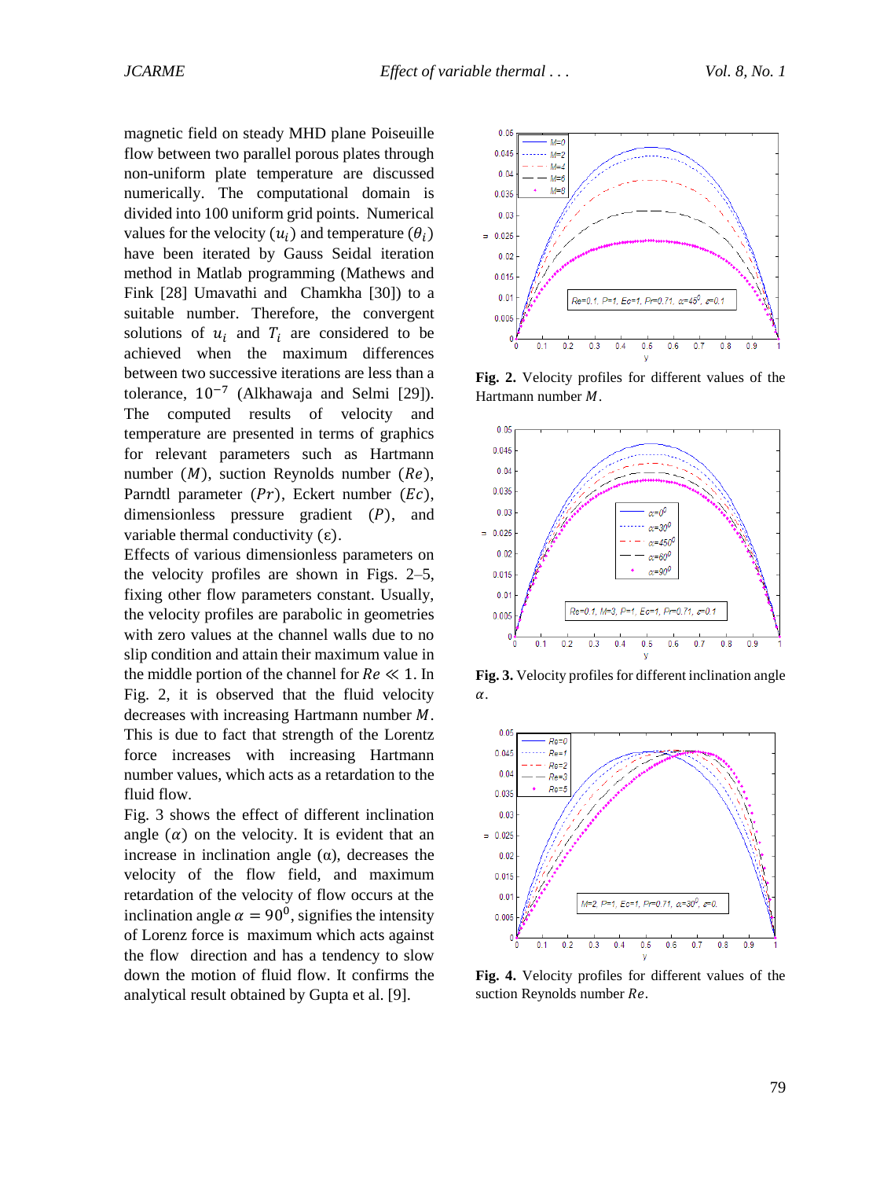magnetic field on steady MHD plane Poiseuille flow between two parallel porous plates through non-uniform plate temperature are discussed numerically. The computational domain is divided into 100 uniform grid points. Numerical values for the velocity ($u_i$) and temperature ($\theta_i$) have been iterated by Gauss Seidal iteration method in Matlab programming (Mathews and Fink [28] Umavathi and Chamkha [30]) to a suitable number. Therefore, the convergent solutions of $u_i$ and $T_i$ are considered to be achieved when the maximum differences between two successive iterations are less than a tolerance, $10^{-7}$ (Alkhawaja and Selmi [29]). The computed results of velocity and temperature are presented in terms of graphics for relevant parameters such as Hartmann number ($M$), suction Reynolds number ($Re$), Parndtl parameter ($Pr$), Eckert number ($Ec$), dimensionless pressure gradient ($P$), and variable thermal conductivity ($\varepsilon$).

Effects of various dimensionless parameters on the velocity profiles are shown in Figs. 2–5, fixing other flow parameters constant. Usually, the velocity profiles are parabolic in geometries with zero values at the channel walls due to no slip condition and attain their maximum value in the middle portion of the channel for $Re \ll 1$. In Fig. 2, it is observed that the fluid velocity decreases with increasing Hartmann number $M$. This is due to fact that strength of the Lorentz force increases with increasing Hartmann number values, which acts as a retardation to the fluid flow.

Fig. 3 shows the effect of different inclination angle ($\alpha$) on the velocity. It is evident that an increase in inclination angle (α), decreases the velocity of the flow field, and maximum retardation of the velocity of flow occurs at the inclination angle $\alpha = 90^0$, signifies the intensity of Lorenz force is maximum which acts against the flow direction and has a tendency to slow down the motion of fluid flow. It confirms the analytical result obtained by Gupta et al. [9].

**Fig. 2.** Velocity profiles for different values of the Hartmann number $M$.

**Fig. 3.** Velocity profiles for different inclination angle $\alpha$.

**Fig. 4.** Velocity profiles for different values of the suction Reynolds number $Re$.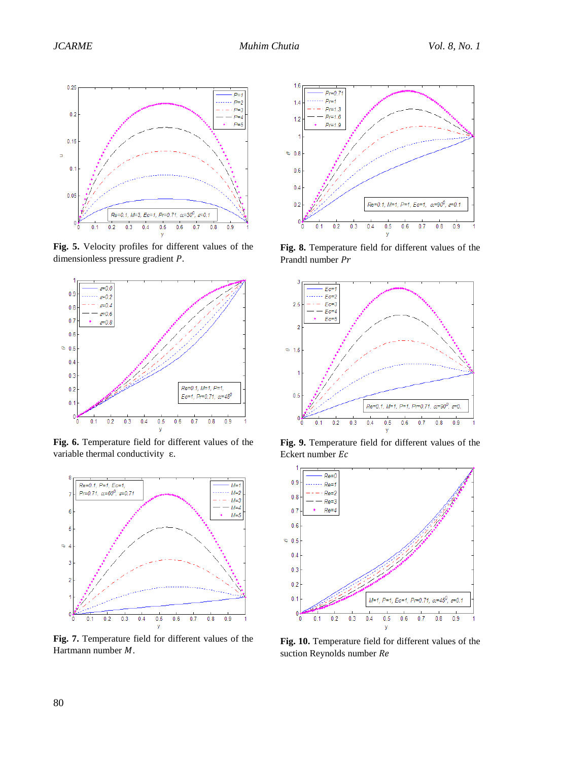**Fig. 5.** Velocity profiles for different values of the dimensionless pressure gradient $P$.

**Fig. 6.** Temperature field for different values of the variable thermal conductivity $\varepsilon$.

**Fig. 7.** Temperature field for different values of the Hartmann number $M$.

**Fig. 8.** Temperature field for different values of the Prandtl number $Pr$

**Fig. 9.** Temperature field for different values of the Eckert number $Ec$

**Fig. 10.** Temperature field for different values of the suction Reynolds number $Re$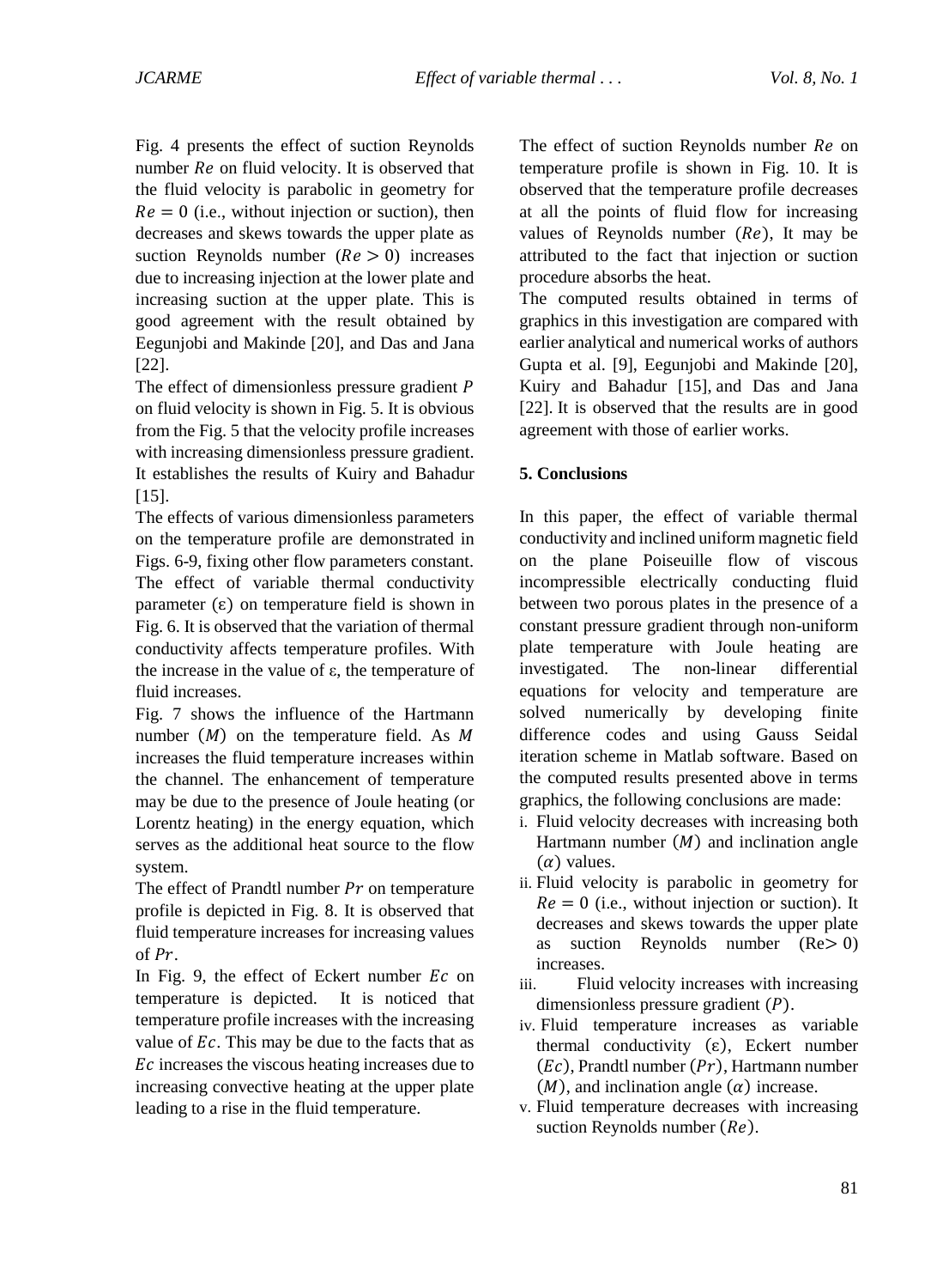Fig. 4 presents the effect of suction Reynolds number $Re$ on fluid velocity. It is observed that the fluid velocity is parabolic in geometry for $Re = 0$ (i.e., without injection or suction), then decreases and skews towards the upper plate as suction Reynolds number ($Re > 0$) increases due to increasing injection at the lower plate and increasing suction at the upper plate. This is good agreement with the result obtained by Eegunjobi and Makinde [20], and Das and Jana [22].

The effect of dimensionless pressure gradient $P$ on fluid velocity is shown in Fig. 5. It is obvious from the Fig. 5 that the velocity profile increases with increasing dimensionless pressure gradient. It establishes the results of Kuiry and Bahadur [15].

The effects of various dimensionless parameters on the temperature profile are demonstrated in Figs. 6-9, fixing other flow parameters constant. The effect of variable thermal conductivity parameter ($\varepsilon$) on temperature field is shown in Fig. 6. It is observed that the variation of thermal conductivity affects temperature profiles. With the increase in the value of $\varepsilon$, the temperature of fluid increases.

Fig. 7 shows the influence of the Hartmann number ($M$) on the temperature field. As $M$ increases the fluid temperature increases within the channel. The enhancement of temperature may be due to the presence of Joule heating (or Lorentz heating) in the energy equation, which serves as the additional heat source to the flow system.

The effect of Prandtl number $Pr$ on temperature profile is depicted in Fig. 8. It is observed that fluid temperature increases for increasing values of $Pr$.

In Fig. 9, the effect of Eckert number $Ec$ on temperature is depicted. It is noticed that temperature profile increases with the increasing value of $Ec$. This may be due to the facts that as $Ec$ increases the viscous heating increases due to increasing convective heating at the upper plate leading to a rise in the fluid temperature.

The effect of suction Reynolds number $Re$ on temperature profile is shown in Fig. 10. It is observed that the temperature profile decreases at all the points of fluid flow for increasing values of Reynolds number ($Re$), It may be attributed to the fact that injection or suction procedure absorbs the heat.

The computed results obtained in terms of graphics in this investigation are compared with earlier analytical and numerical works of authors Gupta et al. [9], Eegunjobi and Makinde [20], Kuiry and Bahadur [15], and Das and Jana [22]. It is observed that the results are in good agreement with those of earlier works.

## 5. Conclusions

In this paper, the effect of variable thermal conductivity and inclined uniform magnetic field on the plane Poiseuille flow of viscous incompressible electrically conducting fluid between two porous plates in the presence of a constant pressure gradient through non-uniform plate temperature with Joule heating are investigated. The non-linear differential equations for velocity and temperature are solved numerically by developing finite difference codes and using Gauss Seidal iteration scheme in Matlab software. Based on the computed results presented above in terms graphics, the following conclusions are made:

i. Fluid velocity decreases with increasing both Hartmann number ($M$) and inclination angle ($\alpha$) values.
ii. Fluid velocity is parabolic in geometry for $Re = 0$ (i.e., without injection or suction). It decreases and skews towards the upper plate as suction Reynolds number ($Re > 0$) increases.
iii. Fluid velocity increases with increasing dimensionless pressure gradient ($P$).
iv. Fluid temperature increases as variable thermal conductivity ($\varepsilon$), Eckert number ($Ec$), Prandtl number ($Pr$), Hartmann number ($M$), and inclination angle ($\alpha$) increase.
v. Fluid temperature decreases with increasing suction Reynolds number ($Re$).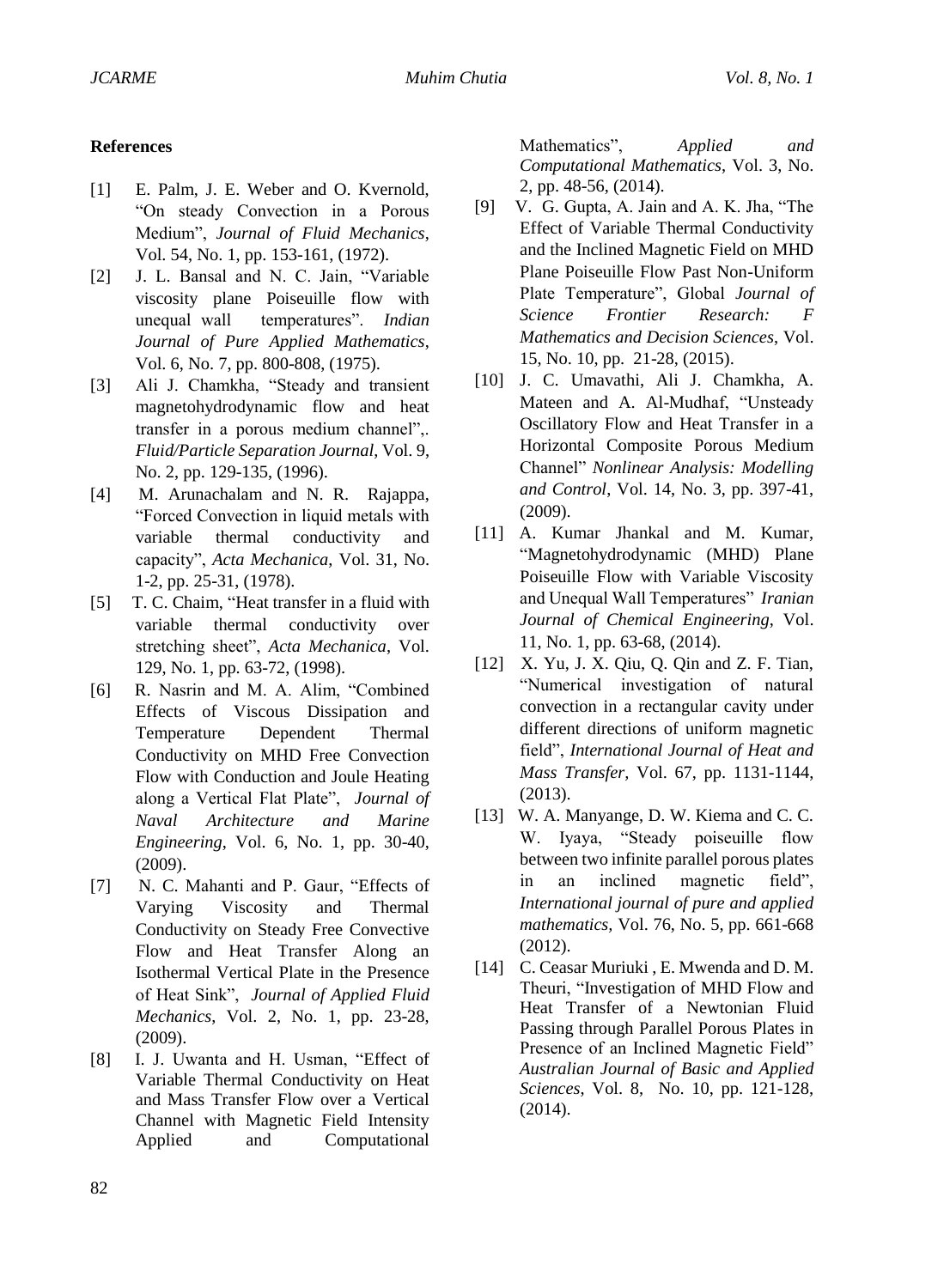**References**

[1] E. Palm, J. E. Weber and O. Kvernold, "On steady Convection in a Porous Medium", *Journal of Fluid Mechanics*, Vol. 54, No. 1, pp. 153-161, (1972).

[2] J. L. Bansal and N. C. Jain, "Variable viscosity plane Poiseuille flow with unequal wall temperatures". *Indian Journal of Pure Applied Mathematics*, Vol. 6, No. 7, pp. 800-808, (1975).

[3] Ali J. Chamkha, "Steady and transient magnetohydrodynamic flow and heat transfer in a porous medium channel",. *Fluid/Particle Separation Journal*, Vol. 9, No. 2, pp. 129-135, (1996).

[4] M. Arunachalam and N. R. Rajappa, "Forced Convection in liquid metals with variable thermal conductivity and capacity", *Acta Mechanica*, Vol. 31, No. 1-2, pp. 25-31, (1978).

[5] T. C. Chaim, "Heat transfer in a fluid with variable thermal conductivity over stretching sheet", *Acta Mechanica*, Vol. 129, No. 1, pp. 63-72, (1998).

[6] R. Nasrin and M. A. Alim, "Combined Effects of Viscous Dissipation and Temperature Dependent Thermal Conductivity on MHD Free Convection Flow with Conduction and Joule Heating along a Vertical Flat Plate", *Journal of Naval Architecture and Marine Engineering*, Vol. 6, No. 1, pp. 30-40, (2009).

[7] N. C. Mahanti and P. Gaur, "Effects of Varying Viscosity and Thermal Conductivity on Steady Free Convective Flow and Heat Transfer Along an Isothermal Vertical Plate in the Presence of Heat Sink", *Journal of Applied Fluid Mechanics*, Vol. 2, No. 1, pp. 23-28, (2009).

[8] I. J. Uwanta and H. Usman, "Effect of Variable Thermal Conductivity on Heat and Mass Transfer Flow over a Vertical Channel with Magnetic Field Intensity Applied and Computational Mathematics", *Applied and Computational Mathematics*, Vol. 3, No. 2, pp. 48-56, (2014).

[9] V. G. Gupta, A. Jain and A. K. Jha, "The Effect of Variable Thermal Conductivity and the Inclined Magnetic Field on MHD Plane Poiseuille Flow Past Non-Uniform Plate Temperature", Global *Journal of Science Frontier Research: F Mathematics and Decision Sciences*, Vol. 15, No. 10, pp. 21-28, (2015).

[10] J. C. Umavathi, Ali J. Chamkha, A. Mateen and A. Al-Mudhaf, "Unsteady Oscillatory Flow and Heat Transfer in a Horizontal Composite Porous Medium Channel" *Nonlinear Analysis: Modelling and Control*, Vol. 14, No. 3, pp. 397-41, (2009).

[11] A. Kumar Jhankal and M. Kumar, "Magnetohydrodynamic (MHD) Plane Poiseuille Flow with Variable Viscosity and Unequal Wall Temperatures" *Iranian Journal of Chemical Engineering*, Vol. 11, No. 1, pp. 63-68, (2014).

[12] X. Yu, J. X. Qiu, Q. Qin and Z. F. Tian, "Numerical investigation of natural convection in a rectangular cavity under different directions of uniform magnetic field", *International Journal of Heat and Mass Transfer*, Vol. 67, pp. 1131-1144, (2013).

[13] W. A. Manyange, D. W. Kiema and C. C. W. Iyaya, "Steady poiseuille flow between two infinite parallel porous plates in an inclined magnetic field", *International journal of pure and applied mathematics*, Vol. 76, No. 5, pp. 661-668 (2012).

[14] C. Ceasar Muriuki , E. Mwenda and D. M. Theuri, "Investigation of MHD Flow and Heat Transfer of a Newtonian Fluid Passing through Parallel Porous Plates in Presence of an Inclined Magnetic Field" *Australian Journal of Basic and Applied Sciences*, Vol. 8, No. 10, pp. 121-128, (2014).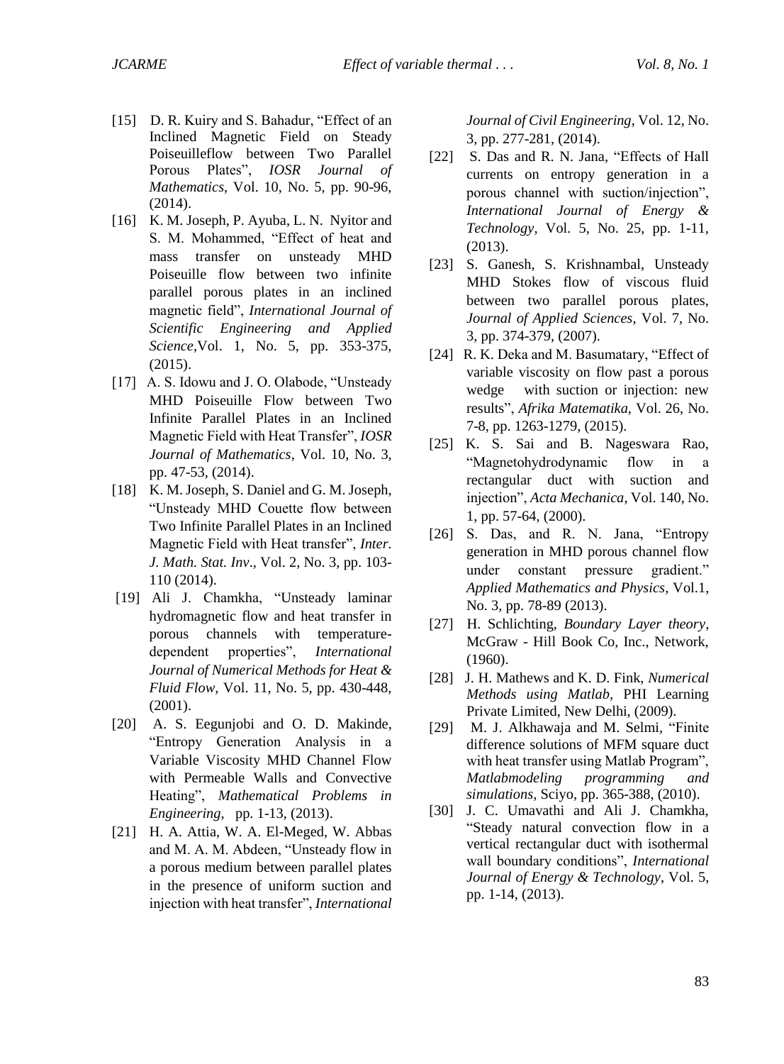[15] D. R. Kuiry and S. Bahadur, "Effect of an Inclined Magnetic Field on Steady Poiseuilleflow between Two Parallel Porous Plates", *IOSR Journal of Mathematics*, Vol. 10, No. 5, pp. 90-96, (2014).

[16] K. M. Joseph, P. Ayuba, L. N. Nyitor and S. M. Mohammed, "Effect of heat and mass transfer on unsteady MHD Poiseuille flow between two infinite parallel porous plates in an inclined magnetic field", *International Journal of Scientific Engineering and Applied Science*,Vol. 1, No. 5, pp. 353-375, (2015).

[17] A. S. Idowu and J. O. Olabode, "Unsteady MHD Poiseuille Flow between Two Infinite Parallel Plates in an Inclined Magnetic Field with Heat Transfer", *IOSR Journal of Mathematics*, Vol. 10, No. 3, pp. 47-53, (2014).

[18] K. M. Joseph, S. Daniel and G. M. Joseph, "Unsteady MHD Couette flow between Two Infinite Parallel Plates in an Inclined Magnetic Field with Heat transfer", *Inter. J. Math. Stat. Inv*., Vol. 2, No. 3, pp. 103-110 (2014).

[19] Ali J. Chamkha, "Unsteady laminar hydromagnetic flow and heat transfer in porous channels with temperature-dependent properties", *International Journal of Numerical Methods for Heat & Fluid Flow*, Vol. 11, No. 5, pp. 430-448, (2001).

[20] A. S. Eegunjobi and O. D. Makinde, "Entropy Generation Analysis in a Variable Viscosity MHD Channel Flow with Permeable Walls and Convective Heating", *Mathematical Problems in Engineering*, pp. 1-13, (2013).

[21] H. A. Attia, W. A. El-Meged, W. Abbas and M. A. M. Abdeen, "Unsteady flow in a porous medium between parallel plates in the presence of uniform suction and injection with heat transfer", *International Journal of Civil Engineering*, Vol. 12, No. 3, pp. 277-281, (2014).

[22] S. Das and R. N. Jana, "Effects of Hall currents on entropy generation in a porous channel with suction/injection", *International Journal of Energy & Technology*, Vol. 5, No. 25, pp. 1-11, (2013).

[23] S. Ganesh, S. Krishnambal, Unsteady MHD Stokes flow of viscous fluid between two parallel porous plates, *Journal of Applied Sciences*, Vol. 7, No. 3, pp. 374-379, (2007).

[24] R. K. Deka and M. Basumatary, "Effect of variable viscosity on flow past a porous wedge with suction or injection: new results", *Afrika Matematika*, Vol. 26, No. 7-8, pp. 1263-1279, (2015).

[25] K. S. Sai and B. Nageswara Rao, "Magnetohydrodynamic flow in a rectangular duct with suction and injection", *Acta Mechanica*, Vol. 140, No. 1, pp. 57-64, (2000).

[26] S. Das, and R. N. Jana, "Entropy generation in MHD porous channel flow under constant pressure gradient." *Applied Mathematics and Physics*, Vol.1, No. 3, pp. 78-89 (2013).

[27] H. Schlichting, *Boundary Layer theory*, McGraw - Hill Book Co, Inc., Network, (1960).

[28] J. H. Mathews and K. D. Fink, *Numerical Methods using Matlab*, PHI Learning Private Limited, New Delhi, (2009).

[29] M. J. Alkhawaja and M. Selmi, "Finite difference solutions of MFM square duct with heat transfer using Matlab Program", *Matlabmodeling programming and simulations*, Sciyo, pp. 365-388, (2010).

[30] J. C. Umavathi and Ali J. Chamkha, "Steady natural convection flow in a vertical rectangular duct with isothermal wall boundary conditions", *International Journal of Energy & Technology*, Vol. 5, pp. 1-14, (2013).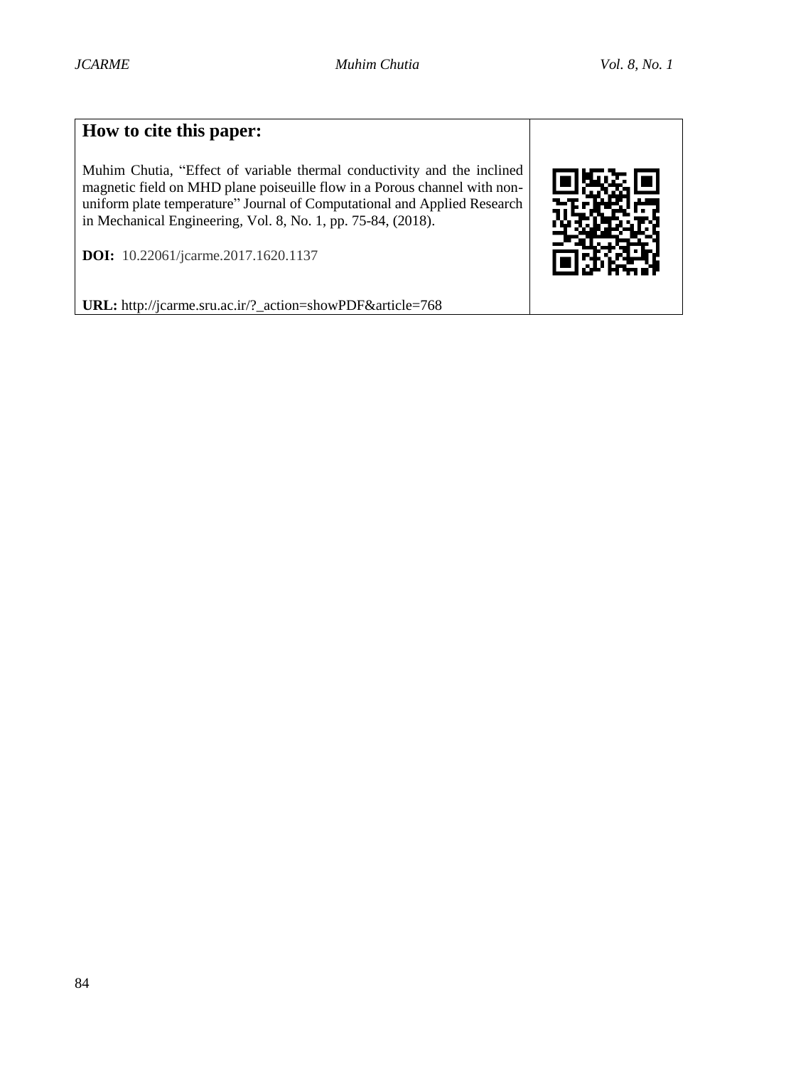## How to cite this paper:

Muhim Chutia, "Effect of variable thermal conductivity and the inclined magnetic field on MHD plane poiseuille flow in a Porous channel with non-uniform plate temperature" Journal of Computational and Applied Research in Mechanical Engineering, Vol. 8, No. 1, pp. 75-84, (2018).

**DOI:** 10.22061/jcarme.2017.1620.1137

**URL:** http://jcarme.sru.ac.ir/?_action=showPDF&article=768